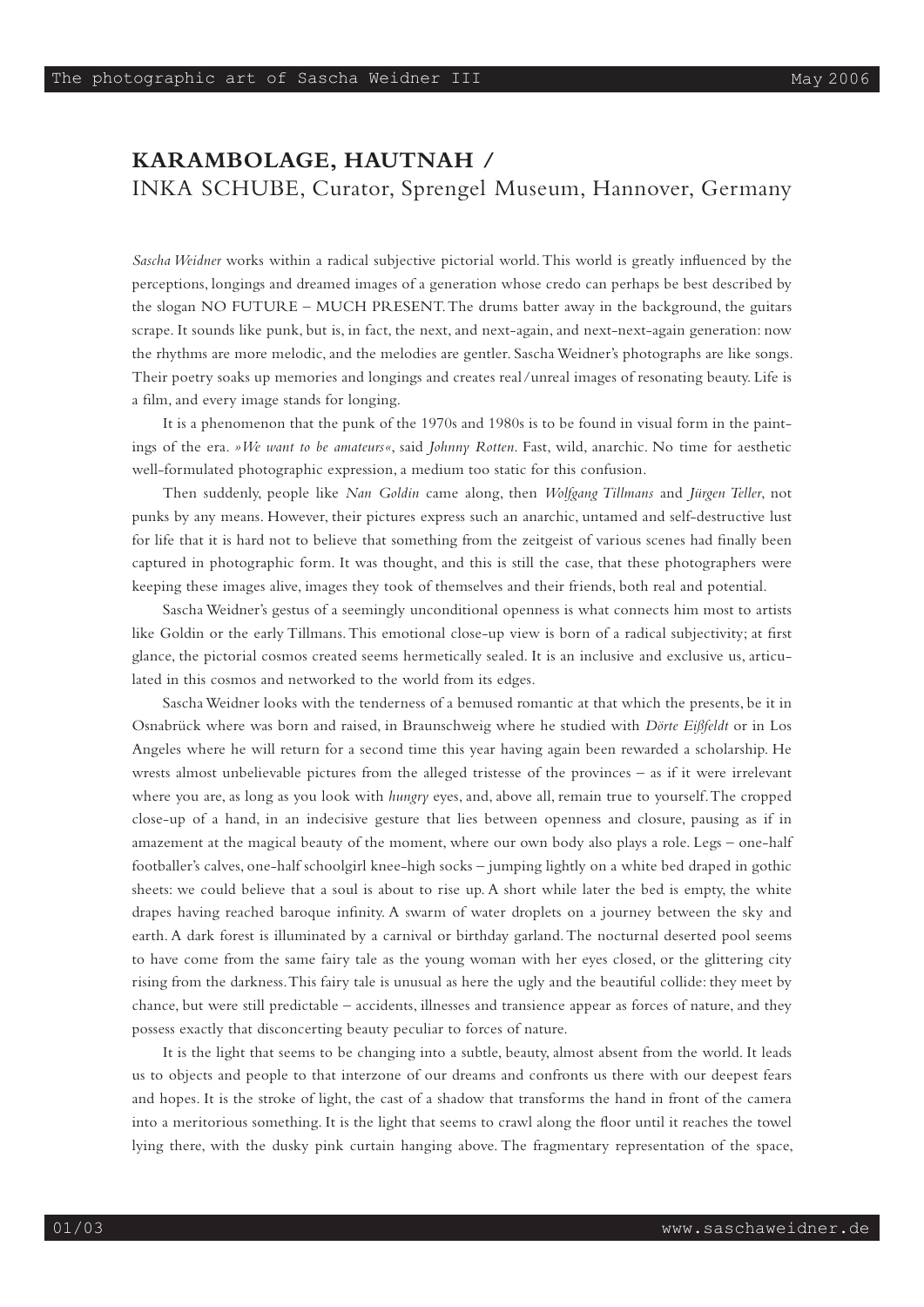# KARAMBOLAGE, HAUTNAH /

INKA SCHUBE, Curator, Sprengel Museum, Hannover, Germany

*Sascha Weidner* works within a radical subjective pictorial world. This world is greatly influenced by the perceptions, longings and dreamed images of a generation whose credo can perhaps be best described by the slogan NO FUTURE – MUCH PRESENT. The drums batter away in the background, the guitars scrape. It sounds like punk, but is, in fact, the next, and next-again, and next-next-again generation: now the rhythms are more melodic, and the melodies are gentler. Sascha Weidner's photographs are like songs. Their poetry soaks up memories and longings and creates real/unreal images of resonating beauty. Life is a film, and every image stands for longing.

It is a phenomenon that the punk of the 1970s and 1980s is to be found in visual form in the paintings of the era. *»We want to be amateurs«*, said *Johnny Rotten*. Fast, wild, anarchic. No time for aesthetic well-formulated photographic expression, a medium too static for this confusion.

Then suddenly, people like *Nan Goldin* came along, then *Wolfgang Tillmans* and *Jürgen Teller*, not punks by any means. However, their pictures express such an anarchic, untamed and self-destructive lust for life that it is hard not to believe that something from the zeitgeist of various scenes had finally been captured in photographic form. It was thought, and this is still the case, that these photographers were keeping these images alive, images they took of themselves and their friends, both real and potential.

Sascha Weidner's gestus of a seemingly unconditional openness is what connects him most to artists like Goldin or the early Tillmans. This emotional close-up view is born of a radical subjectivity; at first glance, the pictorial cosmos created seems hermetically sealed. It is an inclusive and exclusive us, articulated in this cosmos and networked to the world from its edges.

Sascha Weidner looks with the tenderness of a bemused romantic at that which the presents, be it in Osnabrück where was born and raised, in Braunschweig where he studied with *Dörte Eißfeldt* or in Los Angeles where he will return for a second time this year having again been rewarded a scholarship. He wrests almost unbelievable pictures from the alleged tristesse of the provinces – as if it were irrelevant where you are, as long as you look with *hungry* eyes, and, above all, remain true to yourself. The cropped close-up of a hand, in an indecisive gesture that lies between openness and closure, pausing as if in amazement at the magical beauty of the moment, where our own body also plays a role. Legs – one-half footballer's calves, one-half schoolgirl knee-high socks – jumping lightly on a white bed draped in gothic sheets: we could believe that a soul is about to rise up. A short while later the bed is empty, the white drapes having reached baroque infinity. A swarm of water droplets on a journey between the sky and earth. A dark forest is illuminated by a carnival or birthday garland. The nocturnal deserted pool seems to have come from the same fairy tale as the young woman with her eyes closed, or the glittering city rising from the darkness. This fairy tale is unusual as here the ugly and the beautiful collide: they meet by chance, but were still predictable – accidents, illnesses and transience appear as forces of nature, and they possess exactly that disconcerting beauty peculiar to forces of nature.

It is the light that seems to be changing into a subtle, beauty, almost absent from the world. It leads us to objects and people to that interzone of our dreams and confronts us there with our deepest fears and hopes. It is the stroke of light, the cast of a shadow that transforms the hand in front of the camera into a meritorious something. It is the light that seems to crawl along the floor until it reaches the towel lying there, with the dusky pink curtain hanging above. The fragmentary representation of the space,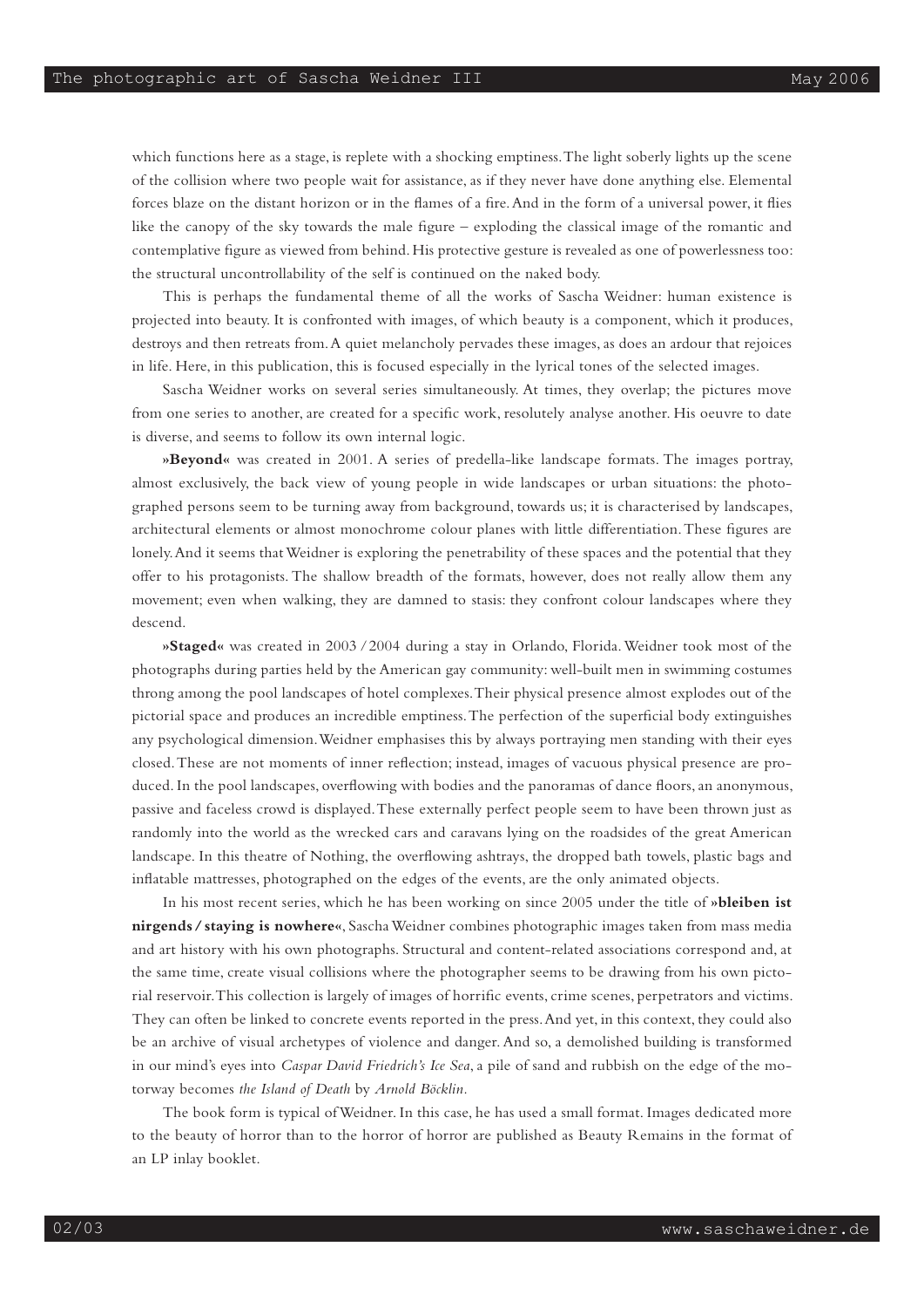which functions here as a stage, is replete with a shocking emptiness. The light soberly lights up the scene of the collision where two people wait for assistance, as if they never have done anything else. Elemental forces blaze on the distant horizon or in the flames of a fire. And in the form of a universal power, it flies like the canopy of the sky towards the male figure – exploding the classical image of the romantic and contemplative figure as viewed from behind. His protective gesture is revealed as one of powerlessness too: the structural uncontrollability of the self is continued on the naked body.

This is perhaps the fundamental theme of all the works of Sascha Weidner: human existence is projected into beauty. It is confronted with images, of which beauty is a component, which it produces, destroys and then retreats from. A quiet melancholy pervades these images, as does an ardour that rejoices in life. Here, in this publication, this is focused especially in the lyrical tones of the selected images.

Sascha Weidner works on several series simultaneously. At times, they overlap; the pictures move from one series to another, are created for a specific work, resolutely analyse another. His oeuvre to date is diverse, and seems to follow its own internal logic.

**»Beyond«** was created in 2001. A series of predella-like landscape formats. The images portray, almost exclusively, the back view of young people in wide landscapes or urban situations: the photographed persons seem to be turning away from background, towards us; it is characterised by landscapes, architectural elements or almost monochrome colour planes with little differentiation. These figures are lonely. And it seems that Weidner is exploring the penetrability of these spaces and the potential that they offer to his protagonists. The shallow breadth of the formats, however, does not really allow them any movement; even when walking, they are damned to stasis: they confront colour landscapes where they descend.

**»Staged«** was created in 2003 / 2004 during a stay in Orlando, Florida. Weidner took most of the photographs during parties held by the American gay community: well-built men in swimming costumes throng among the pool landscapes of hotel complexes. Their physical presence almost explodes out of the pictorial space and produces an incredible emptiness. The perfection of the superficial body extinguishes any psychological dimension. Weidner emphasises this by always portraying men standing with their eyes closed. These are not moments of inner reflection; instead, images of vacuous physical presence are produced. In the pool landscapes, overflowing with bodies and the panoramas of dance floors, an anonymous, passive and faceless crowd is displayed. These externally perfect people seem to have been thrown just as randomly into the world as the wrecked cars and caravans lying on the roadsides of the great American landscape. In this theatre of Nothing, the overflowing ashtrays, the dropped bath towels, plastic bags and inflatable mattresses, photographed on the edges of the events, are the only animated objects.

In his most recent series, which he has been working on since 2005 under the title of **»bleiben ist nirgends / staying is nowhere«**, Sascha Weidner combines photographic images taken from mass media and art history with his own photographs. Structural and content-related associations correspond and, at the same time, create visual collisions where the photographer seems to be drawing from his own pictorial reservoir. This collection is largely of images of horrific events, crime scenes, perpetrators and victims. They can often be linked to concrete events reported in the press. And yet, in this context, they could also be an archive of visual archetypes of violence and danger. And so, a demolished building is transformed in our mind's eyes into *Caspar David Friedrich's Ice Sea*, a pile of sand and rubbish on the edge of the motorway becomes *the Island of Death* by *Arnold Böcklin*.

The book form is typical of Weidner. In this case, he has used a small format. Images dedicated more to the beauty of horror than to the horror of horror are published as Beauty Remains in the format of an LP inlay booklet.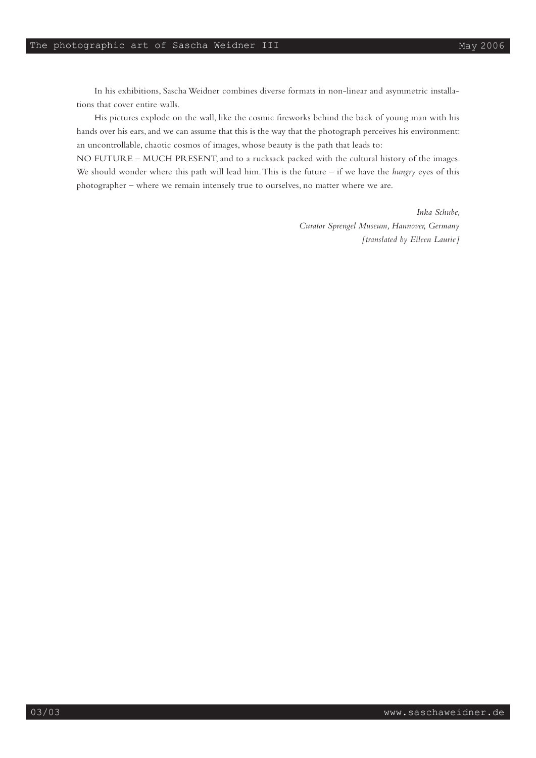In his exhibitions, Sascha Weidner combines diverse formats in non-linear and asymmetric installations that cover entire walls.

His pictures explode on the wall, like the cosmic fireworks behind the back of young man with his hands over his ears, and we can assume that this is the way that the photograph perceives his environment: an uncontrollable, chaotic cosmos of images, whose beauty is the path that leads to:

NO FUTURE – MUCH PRESENT, and to a rucksack packed with the cultural history of the images. We should wonder where this path will lead him. This is the future – if we have the *hungry* eyes of this photographer – where we remain intensely true to ourselves, no matter where we are.

*Inka Schube,*
*Curator Sprengel Museum, Hannover, Germany*
*[translated by Eileen Laurie]*